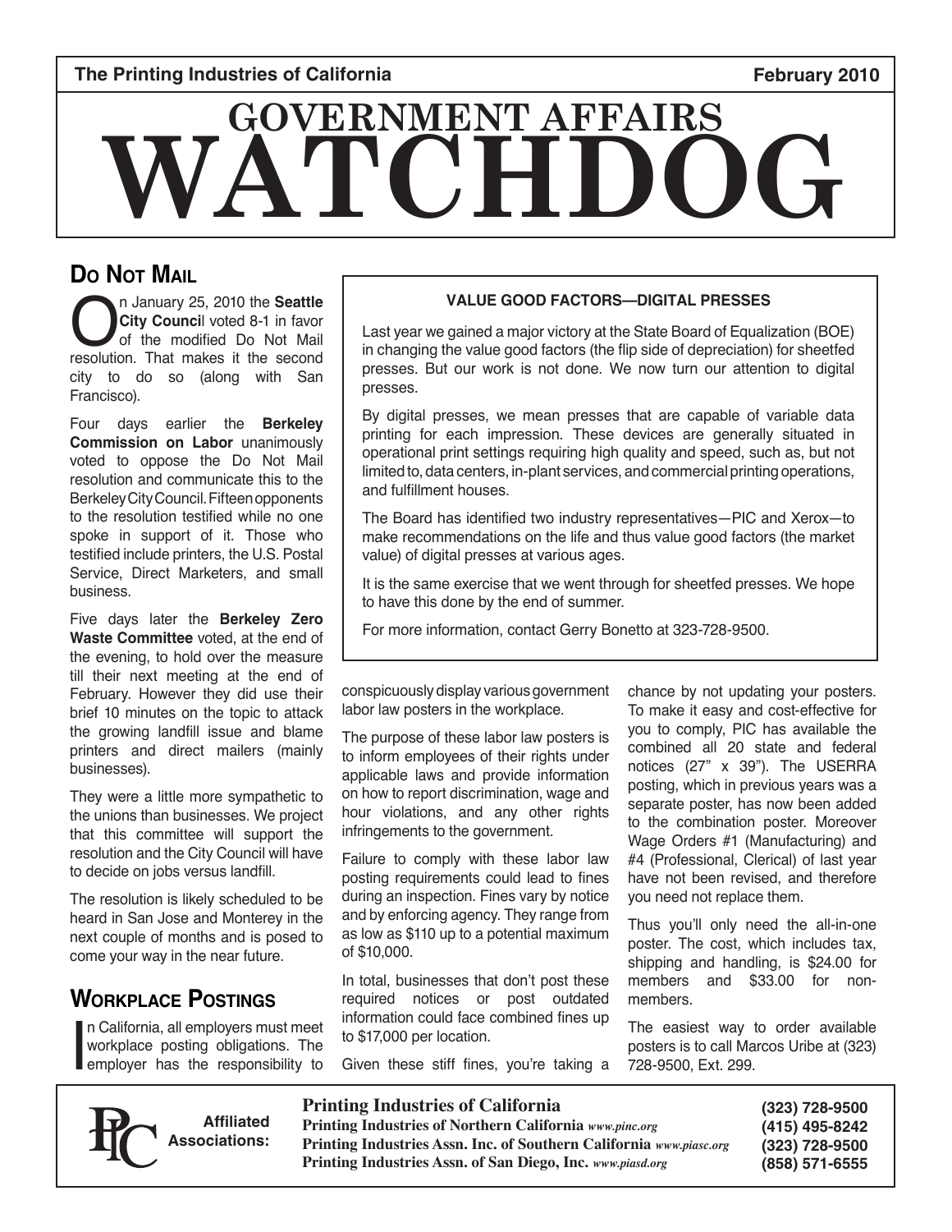The Printing Industries of California February 2010

# GOVERNMENT AFFAIRS WATCHDOG

## Do Not Mail

On January 25, 2010 the **Seattle City Council** voted 8-1 in favor of the modified Do Not Mail resolution. That makes it the second city to do so (along with San Francisco).

Four days earlier the **Berkeley Commission on Labor** unanimously voted to oppose the Do Not Mail resolution and communicate this to the Berkeley City Council. Fifteen opponents to the resolution testified while no one spoke in support of it. Those who testified include printers, the U.S. Postal Service, Direct Marketers, and small business.

Five days later the **Berkeley Zero Waste Committee** voted, at the end of the evening, to hold over the measure till their next meeting at the end of February. However they did use their brief 10 minutes on the topic to attack the growing landfill issue and blame printers and direct mailers (mainly businesses).

They were a little more sympathetic to the unions than businesses. We project that this committee will support the resolution and the City Council will have to decide on jobs versus landfill.

The resolution is likely scheduled to be heard in San Jose and Monterey in the next couple of months and is posed to come your way in the near future.

### VALUE GOOD FACTORS—DIGITAL PRESSES

Last year we gained a major victory at the State Board of Equalization (BOE) in changing the value good factors (the flip side of depreciation) for sheetfed presses. But our work is not done. We now turn our attention to digital presses.

By digital presses, we mean presses that are capable of variable data printing for each impression. These devices are generally situated in operational print settings requiring high quality and speed, such as, but not limited to, data centers, in-plant services, and commercial printing operations, and fulfillment houses.

The Board has identified two industry representatives—PIC and Xerox—to make recommendations on the life and thus value good factors (the market value) of digital presses at various ages.

It is the same exercise that we went through for sheetfed presses. We hope to have this done by the end of summer.

For more information, contact Gerry Bonetto at 323-728-9500.

## Workplace Postings

In California, all employers must meet workplace posting obligations. The employer has the responsibility to conspicuously display various government labor law posters in the workplace.

The purpose of these labor law posters is to inform employees of their rights under applicable laws and provide information on how to report discrimination, wage and hour violations, and any other rights infringements to the government.

Failure to comply with these labor law posting requirements could lead to fines during an inspection. Fines vary by notice and by enforcing agency. They range from as low as $110 up to a potential maximum of $10,000.

In total, businesses that don't post these required notices or post outdated information could face combined fines up to $17,000 per location.

Given these stiff fines, you're taking a chance by not updating your posters. To make it easy and cost-effective for you to comply, PIC has available the combined all 20 state and federal notices (27" x 39"). The USERRA posting, which in previous years was a separate poster, has now been added to the combination poster. Moreover Wage Orders #1 (Manufacturing) and #4 (Professional, Clerical) of last year have not been revised, and therefore you need not replace them.

Thus you'll only need the all-in-one poster. The cost, which includes tax, shipping and handling, is $24.00 for members and $33.00 for non-members.

The easiest way to order available posters is to call Marcos Uribe at (323) 728-9500, Ext. 299.

---

PIC Affiliated Associations:

**Printing Industries of California** (323) 728-9500
**Printing Industries of Northern California** *www.pinc.org* (415) 495-8242
**Printing Industries Assn. Inc. of Southern California** *www.piasc.org* (323) 728-9500
**Printing Industries Assn. of San Diego, Inc.** *www.piasd.org* (858) 571-6555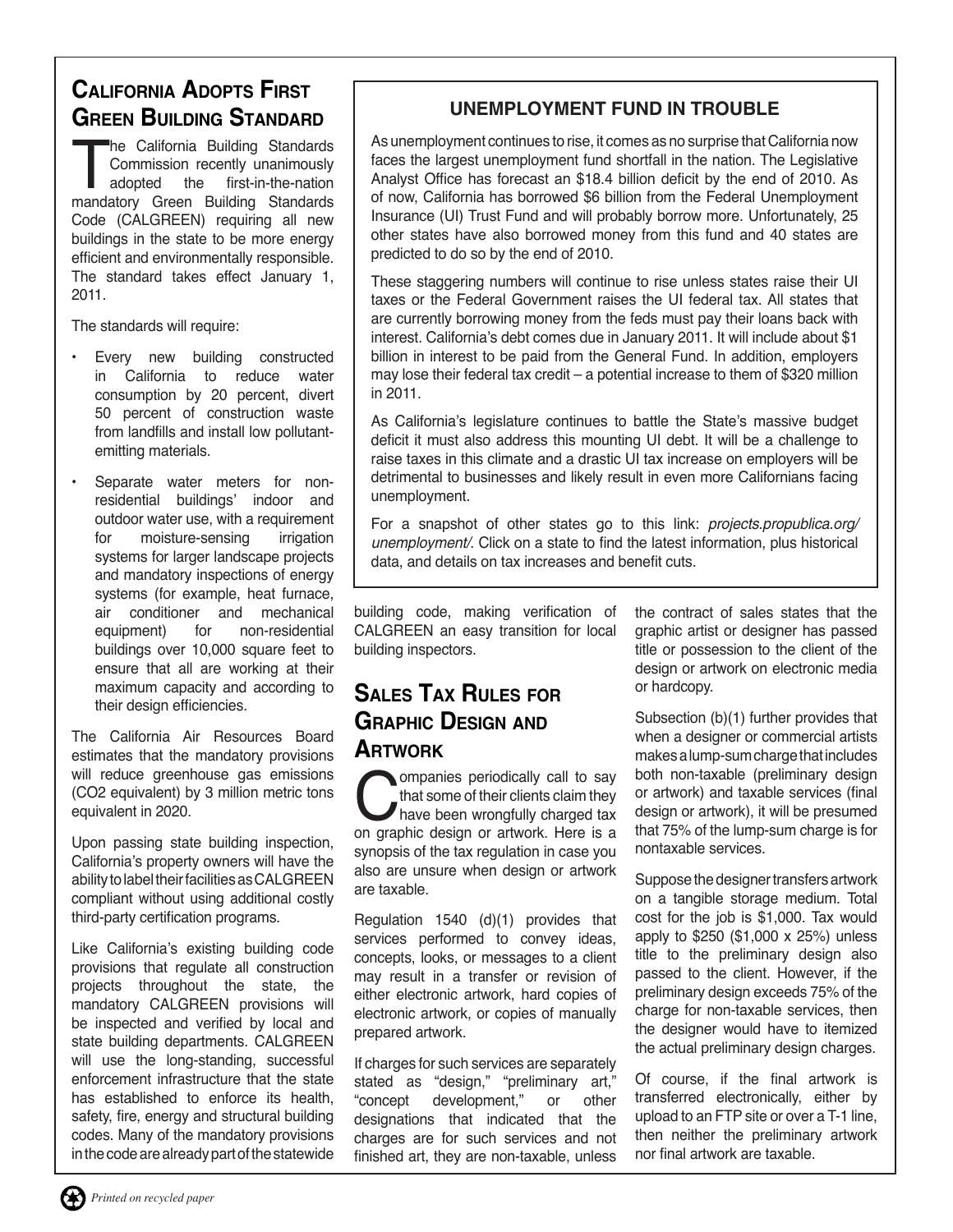## California Adopts First Green Building Standard

The California Building Standards Commission recently unanimously adopted the first-in-the-nation mandatory Green Building Standards Code (CALGREEN) requiring all new buildings in the state to be more energy efficient and environmentally responsible. The standard takes effect January 1, 2011.

The standards will require:

- Every new building constructed in California to reduce water consumption by 20 percent, divert 50 percent of construction waste from landfills and install low pollutant-emitting materials.
- Separate water meters for non-residential buildings' indoor and outdoor water use, with a requirement for moisture-sensing irrigation systems for larger landscape projects and mandatory inspections of energy systems (for example, heat furnace, air conditioner and mechanical equipment) for non-residential buildings over 10,000 square feet to ensure that all are working at their maximum capacity and according to their design efficiencies.

The California Air Resources Board estimates that the mandatory provisions will reduce greenhouse gas emissions ($CO_2$ equivalent) by 3 million metric tons equivalent in 2020.

Upon passing state building inspection, California's property owners will have the ability to label their facilities as CALGREEN compliant without using additional costly third-party certification programs.

Like California's existing building code provisions that regulate all construction projects throughout the state, the mandatory CALGREEN provisions will be inspected and verified by local and state building departments. CALGREEN will use the long-standing, successful enforcement infrastructure that the state has established to enforce its health, safety, fire, energy and structural building codes. Many of the mandatory provisions in the code are already part of the statewide building code, making verification of CALGREEN an easy transition for local building inspectors.

## Unemployment Fund in Trouble

As unemployment continues to rise, it comes as no surprise that California now faces the largest unemployment fund shortfall in the nation. The Legislative Analyst Office has forecast an $18.4 billion deficit by the end of 2010. As of now, California has borrowed $6 billion from the Federal Unemployment Insurance (UI) Trust Fund and will probably borrow more. Unfortunately, 25 other states have also borrowed money from this fund and 40 states are predicted to do so by the end of 2010.

These staggering numbers will continue to rise unless states raise their UI taxes or the Federal Government raises the UI federal tax. All states that are currently borrowing money from the feds must pay their loans back with interest. California's debt comes due in January 2011. It will include about $1 billion in interest to be paid from the General Fund. In addition, employers may lose their federal tax credit – a potential increase to them of $320 million in 2011.

As California's legislature continues to battle the State's massive budget deficit it must also address this mounting UI debt. It will be a challenge to raise taxes in this climate and a drastic UI tax increase on employers will be detrimental to businesses and likely result in even more Californians facing unemployment.

For a snapshot of other states go to this link: *projects.propublica.org/unemployment/*. Click on a state to find the latest information, plus historical data, and details on tax increases and benefit cuts.

## Sales Tax Rules for Graphic Design and Artwork

Companies periodically call to say that some of their clients claim they have been wrongfully charged tax on graphic design or artwork. Here is a synopsis of the tax regulation in case you also are unsure when design or artwork are taxable.

Regulation 1540 (d)(1) provides that services performed to convey ideas, concepts, looks, or messages to a client may result in a transfer or revision of either electronic artwork, hard copies of electronic artwork, or copies of manually prepared artwork.

If charges for such services are separately stated as "design," "preliminary art," "concept development," or other designations that indicated that the charges are for such services and not finished art, they are non-taxable, unless the contract of sales states that the graphic artist or designer has passed title or possession to the client of the design or artwork on electronic media or hardcopy.

Subsection (b)(1) further provides that when a designer or commercial artists makes a lump-sum charge that includes both non-taxable (preliminary design or artwork) and taxable services (final design or artwork), it will be presumed that 75% of the lump-sum charge is for nontaxable services.

Suppose the designer transfers artwork on a tangible storage medium. Total cost for the job is $1,000. Tax would apply to $250 ($1,000 x 25%) unless title to the preliminary design also passed to the client. However, if the preliminary design exceeds 75% of the charge for non-taxable services, then the designer would have to itemized the actual preliminary design charges.

Of course, if the final artwork is transferred electronically, either by upload to an FTP site or over a T-1 line, then neither the preliminary artwork nor final artwork are taxable.

*Printed on recycled paper*